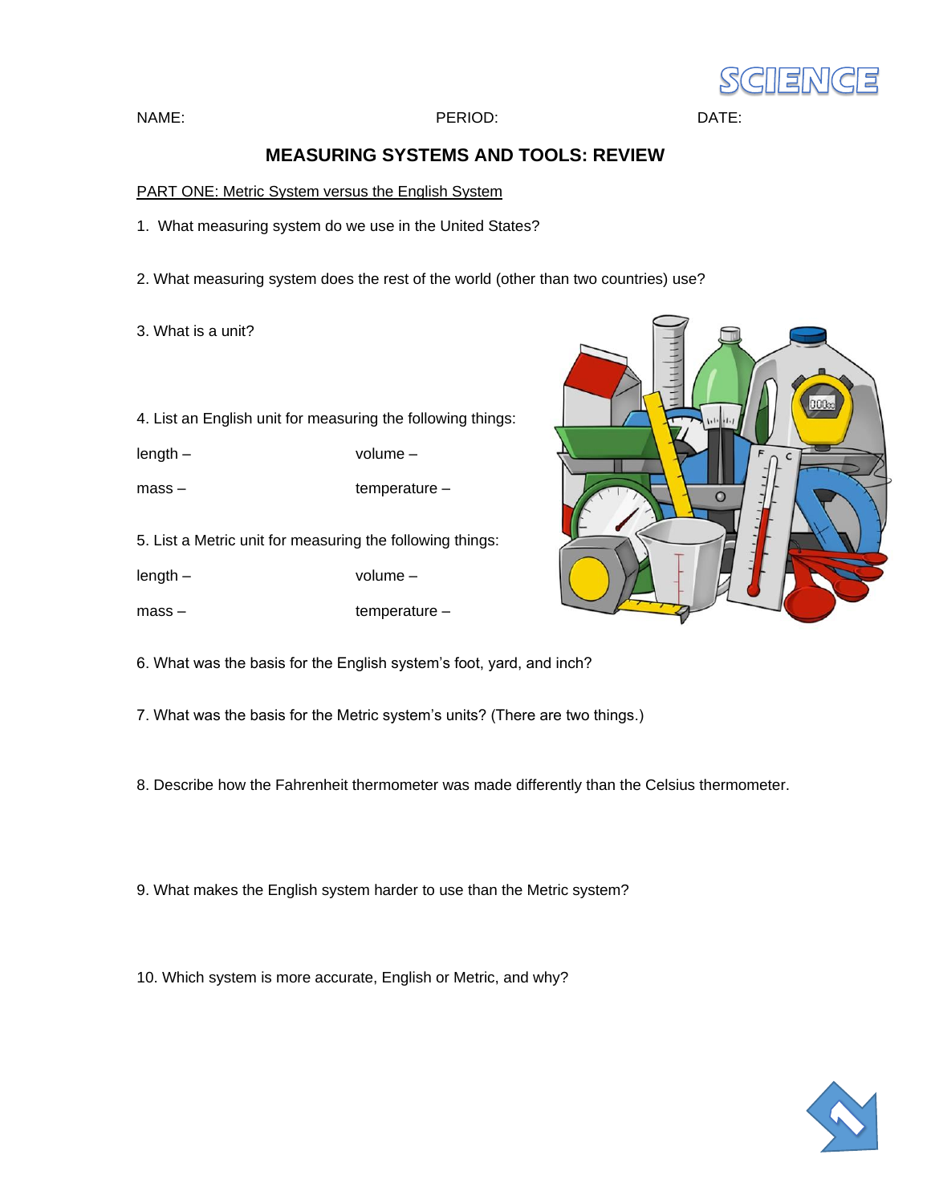SCIENCE

NAME: PERIOD: DATE:

# MEASURING SYSTEMS AND TOOLS: REVIEW

PART ONE: Metric System versus the English System

1. What measuring system do we use in the United States?

2. What measuring system does the rest of the world (other than two countries) use?

3. What is a unit?

4. List an English unit for measuring the following things:

length – volume –

mass – temperature –

5. List a Metric unit for measuring the following things:

length – volume –

mass – temperature –

6. What was the basis for the English system's foot, yard, and inch?

7. What was the basis for the Metric system's units? (There are two things.)

8. Describe how the Fahrenheit thermometer was made differently than the Celsius thermometer.

9. What makes the English system harder to use than the Metric system?

10. Which system is more accurate, English or Metric, and why?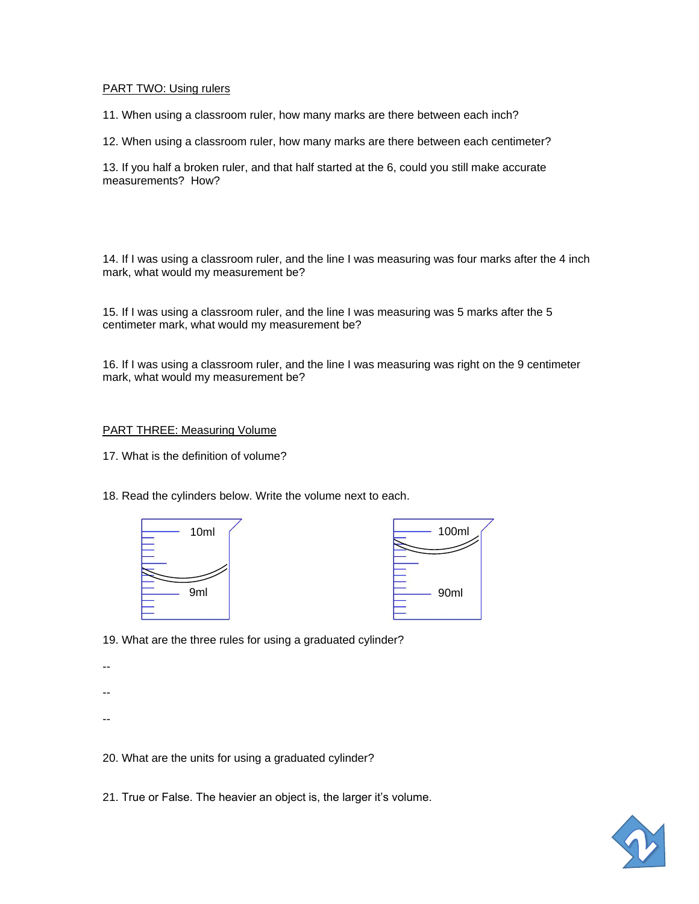PART TWO: Using rulers

11. When using a classroom ruler, how many marks are there between each inch?

12. When using a classroom ruler, how many marks are there between each centimeter?

13. If you half a broken ruler, and that half started at the 6, could you still make accurate measurements? How?

14. If I was using a classroom ruler, and the line I was measuring was four marks after the 4 inch mark, what would my measurement be?

15. If I was using a classroom ruler, and the line I was measuring was 5 marks after the 5 centimeter mark, what would my measurement be?

16. If I was using a classroom ruler, and the line I was measuring was right on the 9 centimeter mark, what would my measurement be?

PART THREE: Measuring Volume

17. What is the definition of volume?

18. Read the cylinders below. Write the volume next to each.

10ml

9ml

100ml

90ml

19. What are the three rules for using a graduated cylinder?

--

--

--

20. What are the units for using a graduated cylinder?

21. True or False. The heavier an object is, the larger it's volume.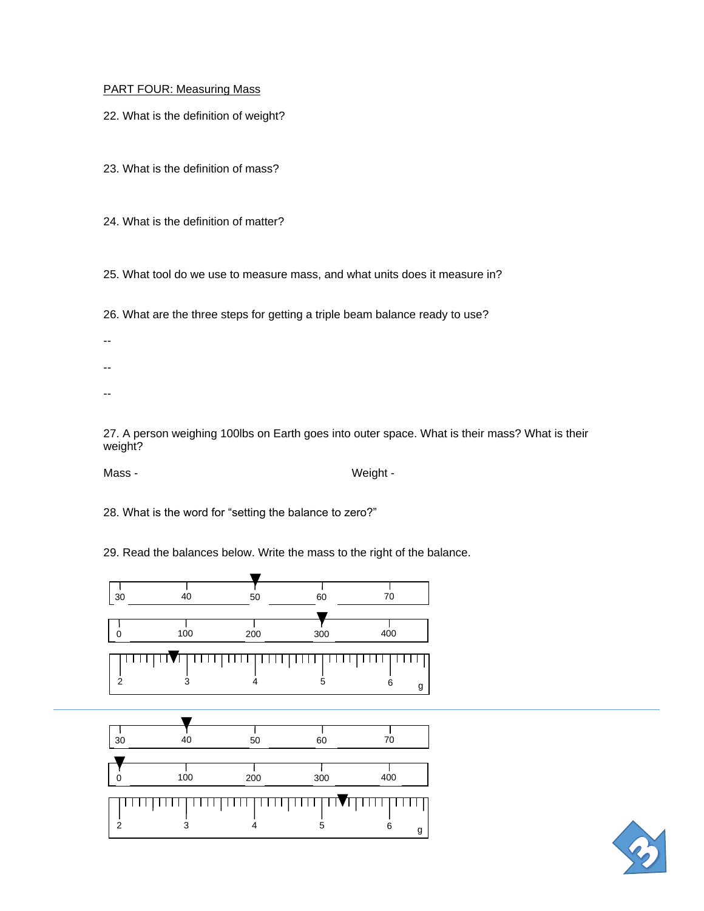PART FOUR: Measuring Mass

22. What is the definition of weight?

23. What is the definition of mass?

24. What is the definition of matter?

25. What tool do we use to measure mass, and what units does it measure in?

26. What are the three steps for getting a triple beam balance ready to use?

--

--

--

27. A person weighing 100lbs on Earth goes into outer space. What is their mass? What is their weight?

Mass - Weight -

28. What is the word for "setting the balance to zero?"

29. Read the balances below. Write the mass to the right of the balance.

30 40 50 60 70

0 100 200 300 400

2 3 4 5 6 g

30 40 50 60 70

0 100 200 300 400

2 3 4 5 6 g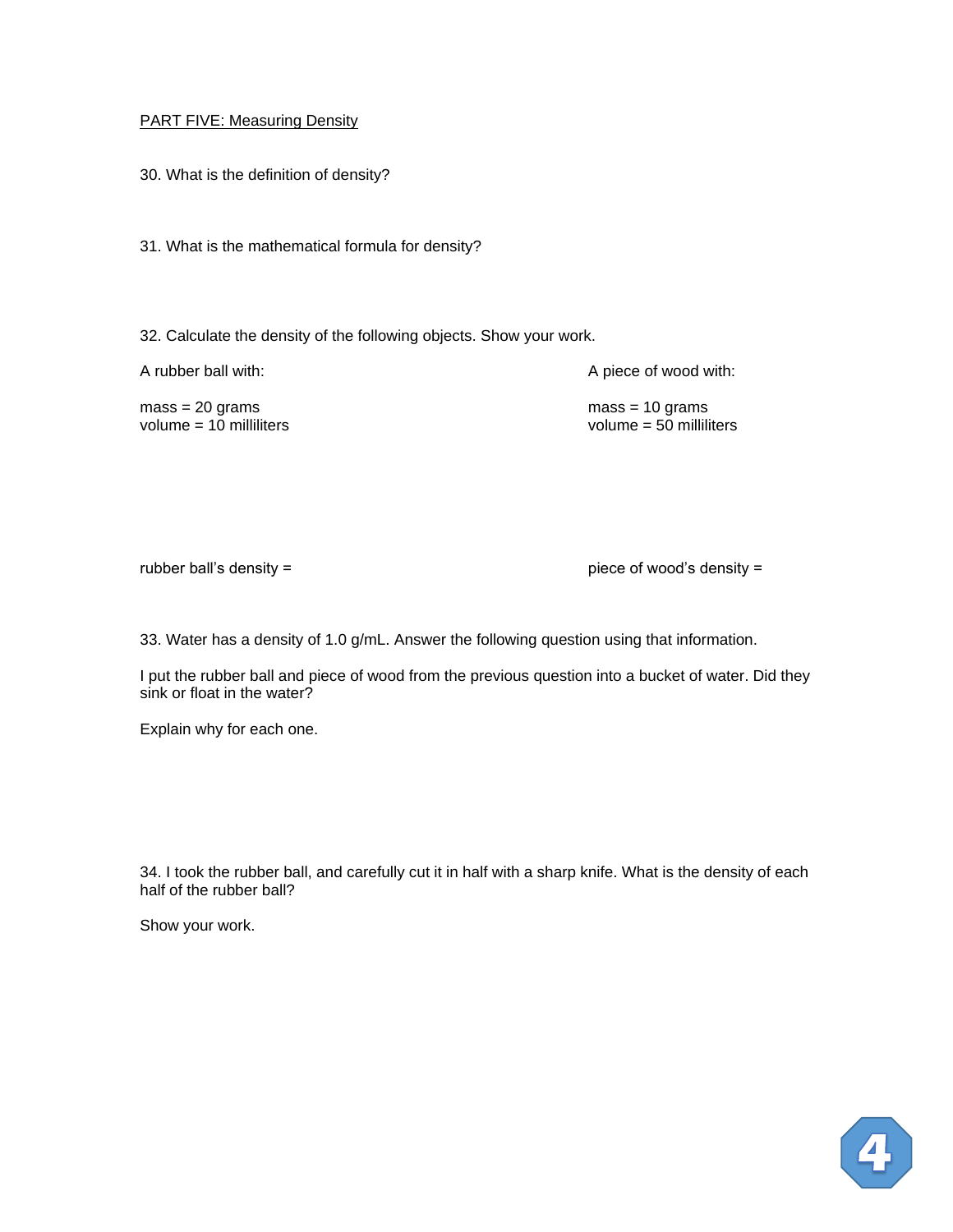PART FIVE: Measuring Density

30. What is the definition of density?

31. What is the mathematical formula for density?

32. Calculate the density of the following objects. Show your work.

A rubber ball with:

mass = 20 grams
volume = 10 milliliters

rubber ball's density =

A piece of wood with:

mass = 10 grams
volume = 50 milliliters

piece of wood's density =

33. Water has a density of 1.0 g/mL. Answer the following question using that information.

I put the rubber ball and piece of wood from the previous question into a bucket of water. Did they sink or float in the water?

Explain why for each one.

34. I took the rubber ball, and carefully cut it in half with a sharp knife. What is the density of each half of the rubber ball?

Show your work.